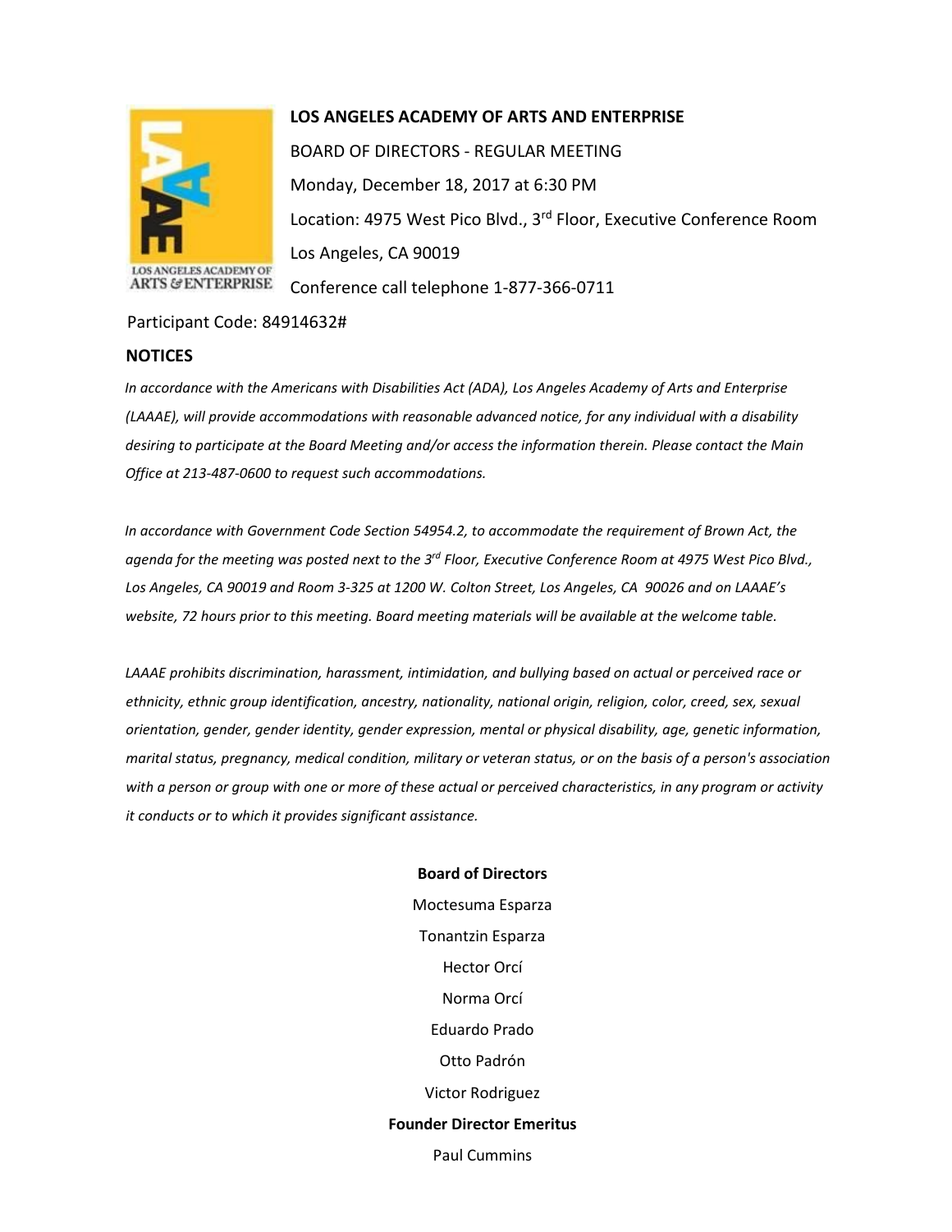**LOS ANGELES ACADEMY OF ARTS AND ENTERPRISE**

BOARD OF DIRECTORS - REGULAR MEETING

Monday, December 18, 2017 at 6:30 PM

Location: 4975 West Pico Blvd., 3rd Floor, Executive Conference Room

Los Angeles, CA 90019

Conference call telephone 1-877-366-0711

Participant Code: 84914632#

## NOTICES

*In accordance with the Americans with Disabilities Act (ADA), Los Angeles Academy of Arts and Enterprise (LAAAE), will provide accommodations with reasonable advanced notice, for any individual with a disability desiring to participate at the Board Meeting and/or access the information therein. Please contact the Main Office at 213-487-0600 to request such accommodations.*

*In accordance with Government Code Section 54954.2, to accommodate the requirement of Brown Act, the agenda for the meeting was posted next to the 3rd Floor, Executive Conference Room at 4975 West Pico Blvd., Los Angeles, CA 90019 and Room 3-325 at 1200 W. Colton Street, Los Angeles, CA 90026 and on LAAAE's website, 72 hours prior to this meeting. Board meeting materials will be available at the welcome table.*

*LAAAE prohibits discrimination, harassment, intimidation, and bullying based on actual or perceived race or ethnicity, ethnic group identification, ancestry, nationality, national origin, religion, color, creed, sex, sexual orientation, gender, gender identity, gender expression, mental or physical disability, age, genetic information, marital status, pregnancy, medical condition, military or veteran status, or on the basis of a person's association with a person or group with one or more of these actual or perceived characteristics, in any program or activity it conducts or to which it provides significant assistance.*

**Board of Directors**

Moctesuma Esparza

Tonantzin Esparza

Hector Orcí

Norma Orcí

Eduardo Prado

Otto Padrón

Victor Rodriguez

**Founder Director Emeritus**

Paul Cummins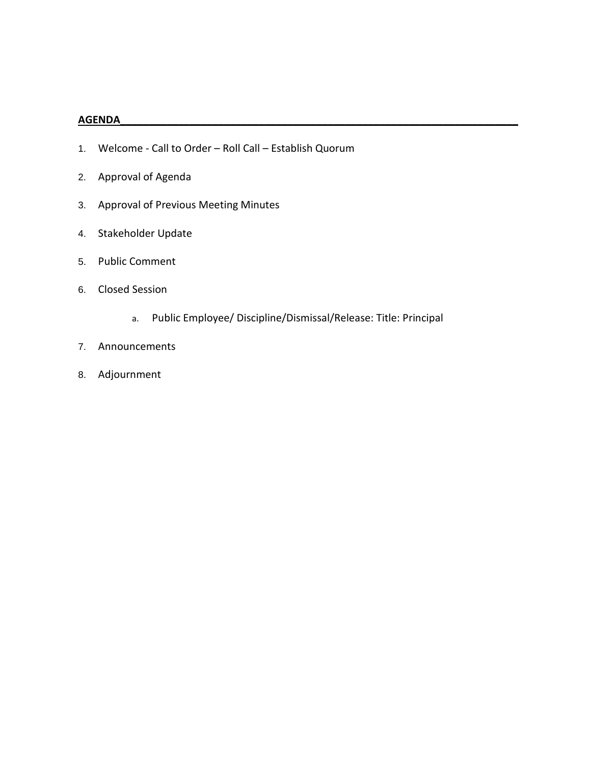## AGENDA

1. Welcome - Call to Order – Roll Call – Establish Quorum
2. Approval of Agenda
3. Approval of Previous Meeting Minutes
4. Stakeholder Update
5. Public Comment
6. Closed Session
    a. Public Employee/ Discipline/Dismissal/Release: Title: Principal
7. Announcements
8. Adjournment